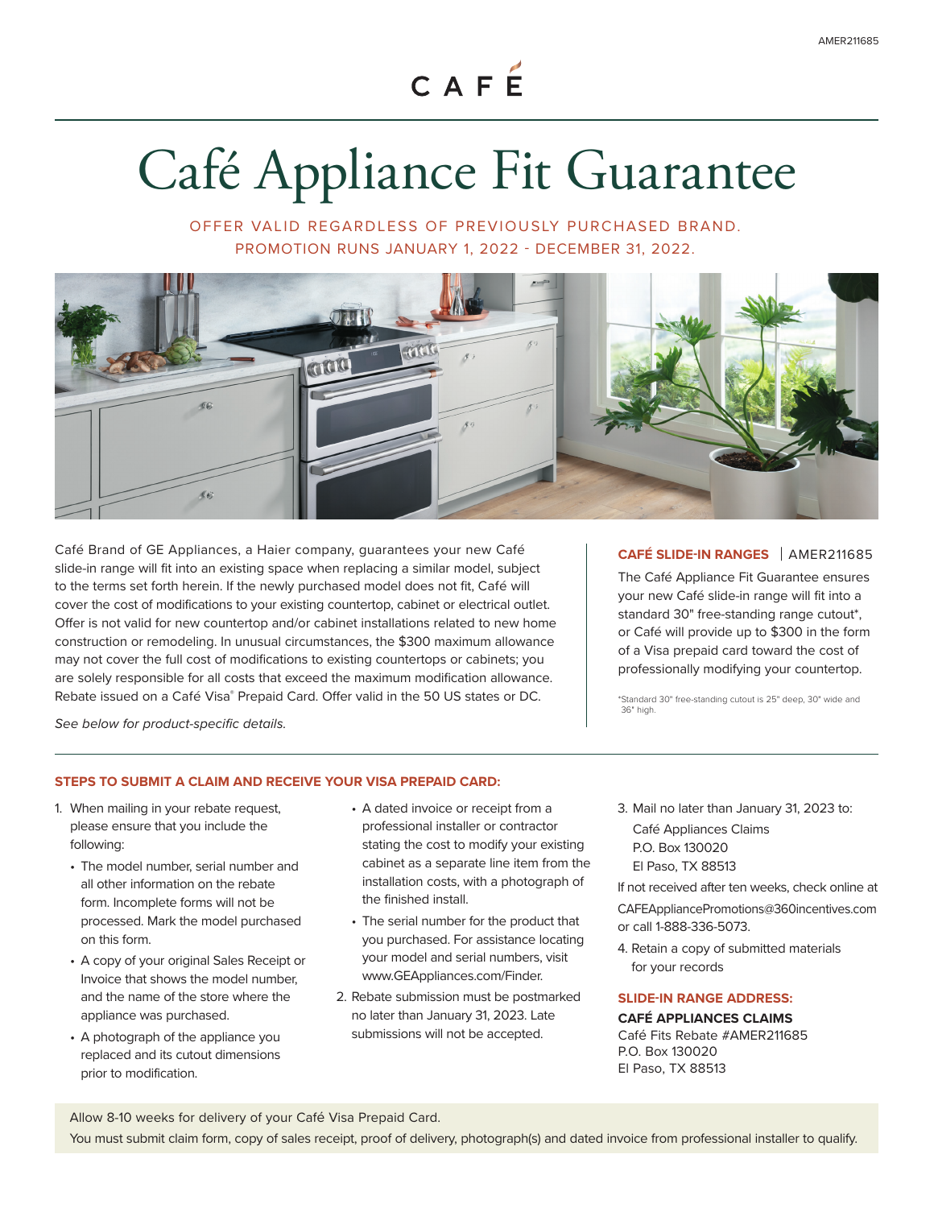AMER211685

CAFÉ

# Café Appliance Fit Guarantee

OFFER VALID REGARDLESS OF PREVIOUSLY PURCHASED BRAND.
PROMOTION RUNS JANUARY 1, 2022 - DECEMBER 31, 2022.

Café Brand of GE Appliances, a Haier company, guarantees your new Café slide-in range will fit into an existing space when replacing a similar model, subject to the terms set forth herein. If the newly purchased model does not fit, Café will cover the cost of modifications to your existing countertop, cabinet or electrical outlet. Offer is not valid for new countertop and/or cabinet installations related to new home construction or remodeling. In unusual circumstances, the $300 maximum allowance may not cover the full cost of modifications to existing countertops or cabinets; you are solely responsible for all costs that exceed the maximum modification allowance. Rebate issued on a Café Visa® Prepaid Card. Offer valid in the 50 US states or DC.

*See below for product-specific details.*

**CAFÉ SLIDE-IN RANGES** | AMER211685

The Café Appliance Fit Guarantee ensures your new Café slide-in range will fit into a standard 30" free-standing range cutout*, or Café will provide up to $300 in the form of a Visa prepaid card toward the cost of professionally modifying your countertop.

*Standard 30" free-standing cutout is 25" deep, 30" wide and 36" high.

## STEPS TO SUBMIT A CLAIM AND RECEIVE YOUR VISA PREPAID CARD:

1. When mailing in your rebate request, please ensure that you include the following:
   - The model number, serial number and all other information on the rebate form. Incomplete forms will not be processed. Mark the model purchased on this form.
   - A copy of your original Sales Receipt or Invoice that shows the model number, and the name of the store where the appliance was purchased.
   - A photograph of the appliance you replaced and its cutout dimensions prior to modification.
   - A dated invoice or receipt from a professional installer or contractor stating the cost to modify your existing cabinet as a separate line item from the installation costs, with a photograph of the finished install.
   - The serial number for the product that you purchased. For assistance locating your model and serial numbers, visit www.GEAppliances.com/Finder.
2. Rebate submission must be postmarked no later than January 31, 2023. Late submissions will not be accepted.
3. Mail no later than January 31, 2023 to:
   Café Appliances Claims
   P.O. Box 130020
   El Paso, TX 88513

   If not received after ten weeks, check online at CAFEAppliancePromotions@360incentives.com or call 1-888-336-5073.
4. Retain a copy of submitted materials for your records

**SLIDE-IN RANGE ADDRESS:**

**CAFÉ APPLIANCES CLAIMS**
Café Fits Rebate #AMER211685
P.O. Box 130020
El Paso, TX 88513

Allow 8-10 weeks for delivery of your Café Visa Prepaid Card.

You must submit claim form, copy of sales receipt, proof of delivery, photograph(s) and dated invoice from professional installer to qualify.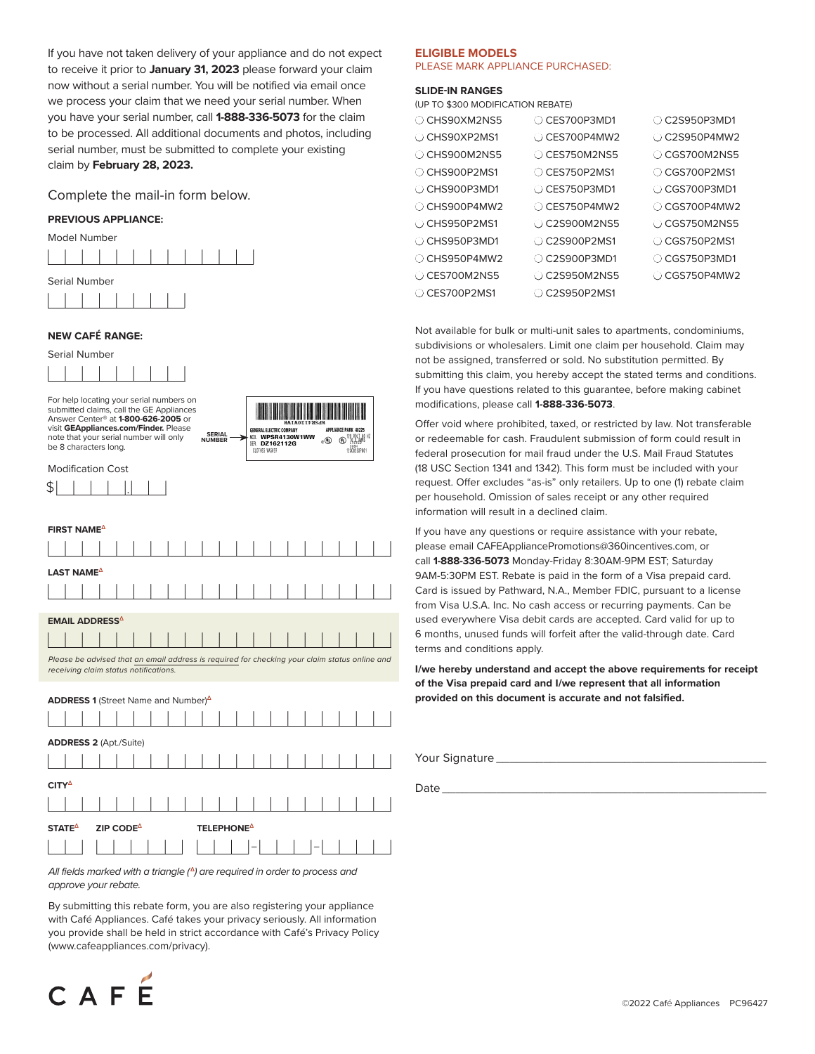If you have not taken delivery of your appliance and do not expect to receive it prior to **January 31, 2023** please forward your claim now without a serial number. You will be notified via email once we process your claim that we need your serial number. When you have your serial number, call **1-888-336-5073** for the claim to be processed. All additional documents and photos, including serial number, must be submitted to complete your existing claim by **February 28, 2023.**

Complete the mail-in form below.

**PREVIOUS APPLIANCE:**

Model Number

Serial Number

**NEW CAFÉ RANGE:**

Serial Number

For help locating your serial numbers on submitted claims, call the GE Appliances Answer Center® at **1-800-626-2005** or visit **GEAppliances.com/Finder.** Please note that your serial number will only be 8 characters long.

SERIAL NUMBER → GENERAL ELECTRIC COMPANY APPLIANCE PARK 40225 MOD. WPSR4130W1WW SER. DZ162112G CLOTHES WASHER

Modification Cost

$ .

**FIRST NAME**△

**LAST NAME**△

**EMAIL ADDRESS**△

*Please be advised that an email address is required for checking your claim status online and receiving claim status notifications.*

**ADDRESS 1** (Street Name and Number)△

**ADDRESS 2** (Apt./Suite)

**CITY**△

**STATE**△ **ZIP CODE**△ **TELEPHONE**△

*All fields marked with a triangle (△) are required in order to process and approve your rebate.*

By submitting this rebate form, you are also registering your appliance with Café Appliances. Café takes your privacy seriously. All information you provide shall be held in strict accordance with Café's Privacy Policy (www.cafeappliances.com/privacy).

CAFÉ

## ELIGIBLE MODELS

PLEASE MARK APPLIANCE PURCHASED:

**SLIDE-IN RANGES**

(UP TO $300 MODIFICATION REBATE)

| | | |
|---|---|---|
| ◯ CHS90XM2NS5 | ◯ CES700P3MD1 | ◯ C2S950P3MD1 |
| ◯ CHS90XP2MS1 | ◯ CES700P4MW2 | ◯ C2S950P4MW2 |
| ◯ CHS900M2NS5 | ◯ CES750M2NS5 | ◯ CGS700M2NS5 |
| ◯ CHS900P2MS1 | ◯ CES750P2MS1 | ◯ CGS700P2MS1 |
| ◯ CHS900P3MD1 | ◯ CES750P3MD1 | ◯ CGS700P3MD1 |
| ◯ CHS900P4MW2 | ◯ CES750P4MW2 | ◯ CGS700P4MW2 |
| ◯ CHS950P2MS1 | ◯ C2S900M2NS5 | ◯ CGS750M2NS5 |
| ◯ CHS950P3MD1 | ◯ C2S900P2MS1 | ◯ CGS750P2MS1 |
| ◯ CHS950P4MW2 | ◯ C2S900P3MD1 | ◯ CGS750P3MD1 |
| ◯ CES700M2NS5 | ◯ C2S950M2NS5 | ◯ CGS750P4MW2 |
| ◯ CES700P2MS1 | ◯ C2S950P2MS1 | |

Not available for bulk or multi-unit sales to apartments, condominiums, subdivisions or wholesalers. Limit one claim per household. Claim may not be assigned, transferred or sold. No substitution permitted. By submitting this claim, you hereby accept the stated terms and conditions. If you have questions related to this guarantee, before making cabinet modifications, please call **1-888-336-5073**.

Offer void where prohibited, taxed, or restricted by law. Not transferable or redeemable for cash. Fraudulent submission of form could result in federal prosecution for mail fraud under the U.S. Mail Fraud Statutes (18 USC Section 1341 and 1342). This form must be included with your request. Offer excludes "as-is" only retailers. Up to one (1) rebate claim per household. Omission of sales receipt or any other required information will result in a declined claim.

If you have any questions or require assistance with your rebate, please email CAFEAppliancePromotions@360incentives.com, or call **1-888-336-5073** Monday-Friday 8:30AM-9PM EST; Saturday 9AM-5:30PM EST. Rebate is paid in the form of a Visa prepaid card. Card is issued by Pathward, N.A., Member FDIC, pursuant to a license from Visa U.S.A. Inc. No cash access or recurring payments. Can be used everywhere Visa debit cards are accepted. Card valid for up to 6 months, unused funds will forfeit after the valid-through date. Card terms and conditions apply.

**I/we hereby understand and accept the above requirements for receipt of the Visa prepaid card and I/we represent that all information provided on this document is accurate and not falsified.**

Your Signature ____________________________________________

Date ____________________________________________________

©2022 Café Appliances PC96427